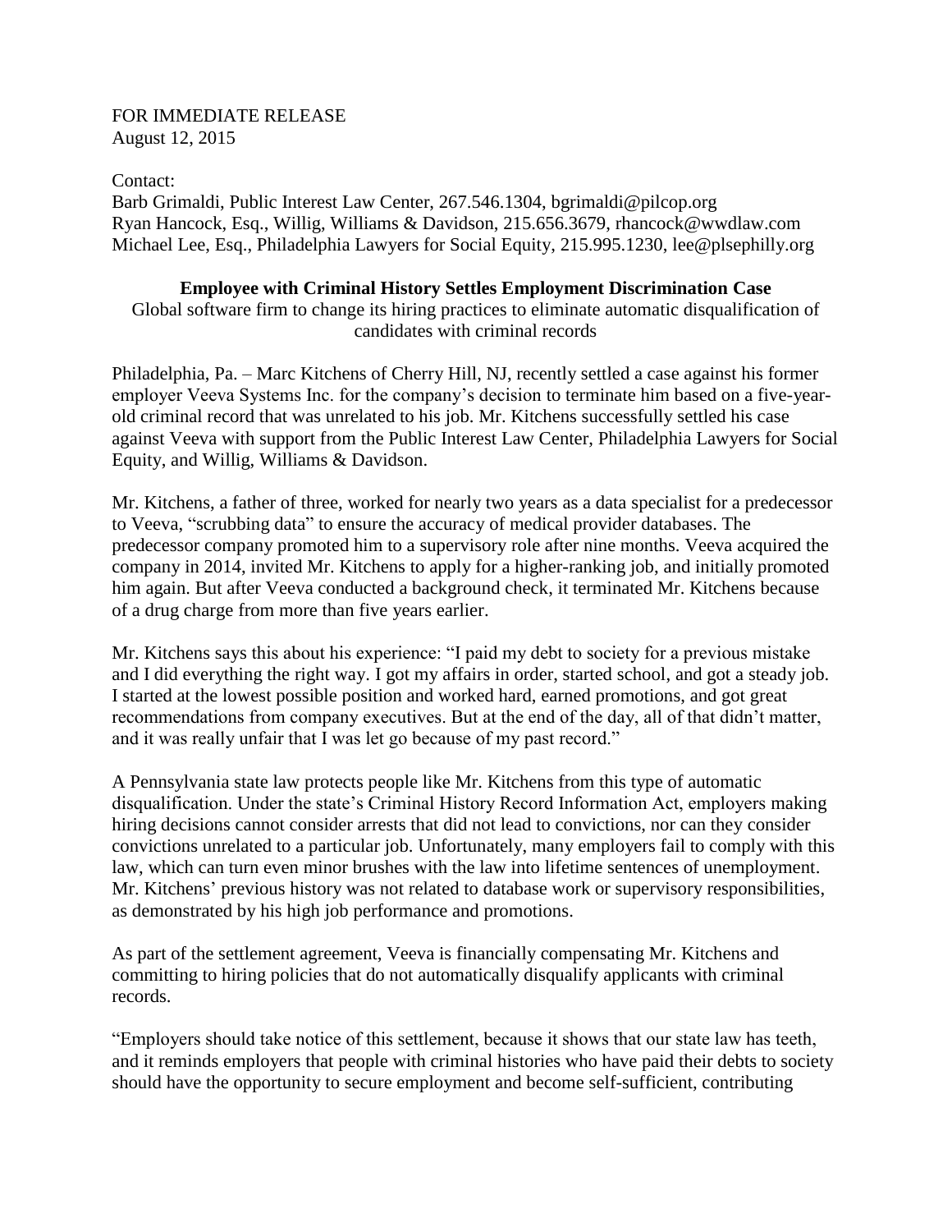FOR IMMEDIATE RELEASE
August 12, 2015

Contact:
Barb Grimaldi, Public Interest Law Center, 267.546.1304, bgrimaldi@pilcop.org
Ryan Hancock, Esq., Willig, Williams & Davidson, 215.656.3679, rhancock@wwdlaw.com
Michael Lee, Esq., Philadelphia Lawyers for Social Equity, 215.995.1230, lee@plsephilly.org

**Employee with Criminal History Settles Employment Discrimination Case**

Global software firm to change its hiring practices to eliminate automatic disqualification of candidates with criminal records

Philadelphia, Pa. – Marc Kitchens of Cherry Hill, NJ, recently settled a case against his former employer Veeva Systems Inc. for the company's decision to terminate him based on a five-year-old criminal record that was unrelated to his job. Mr. Kitchens successfully settled his case against Veeva with support from the Public Interest Law Center, Philadelphia Lawyers for Social Equity, and Willig, Williams & Davidson.

Mr. Kitchens, a father of three, worked for nearly two years as a data specialist for a predecessor to Veeva, "scrubbing data" to ensure the accuracy of medical provider databases. The predecessor company promoted him to a supervisory role after nine months. Veeva acquired the company in 2014, invited Mr. Kitchens to apply for a higher-ranking job, and initially promoted him again. But after Veeva conducted a background check, it terminated Mr. Kitchens because of a drug charge from more than five years earlier.

Mr. Kitchens says this about his experience: "I paid my debt to society for a previous mistake and I did everything the right way. I got my affairs in order, started school, and got a steady job. I started at the lowest possible position and worked hard, earned promotions, and got great recommendations from company executives. But at the end of the day, all of that didn't matter, and it was really unfair that I was let go because of my past record."

A Pennsylvania state law protects people like Mr. Kitchens from this type of automatic disqualification. Under the state's Criminal History Record Information Act, employers making hiring decisions cannot consider arrests that did not lead to convictions, nor can they consider convictions unrelated to a particular job. Unfortunately, many employers fail to comply with this law, which can turn even minor brushes with the law into lifetime sentences of unemployment. Mr. Kitchens' previous history was not related to database work or supervisory responsibilities, as demonstrated by his high job performance and promotions.

As part of the settlement agreement, Veeva is financially compensating Mr. Kitchens and committing to hiring policies that do not automatically disqualify applicants with criminal records.

"Employers should take notice of this settlement, because it shows that our state law has teeth, and it reminds employers that people with criminal histories who have paid their debts to society should have the opportunity to secure employment and become self-sufficient, contributing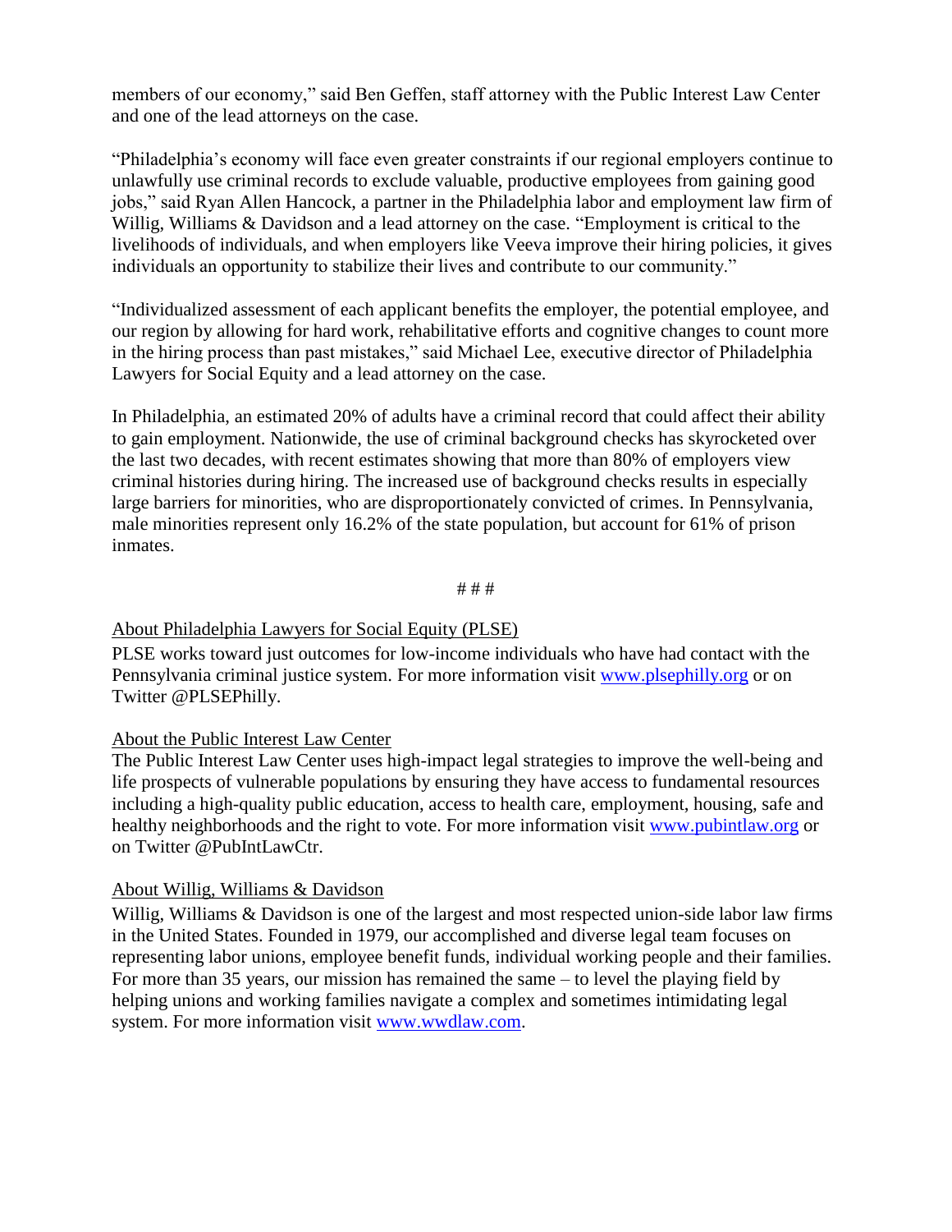members of our economy," said Ben Geffen, staff attorney with the Public Interest Law Center and one of the lead attorneys on the case.

"Philadelphia's economy will face even greater constraints if our regional employers continue to unlawfully use criminal records to exclude valuable, productive employees from gaining good jobs," said Ryan Allen Hancock, a partner in the Philadelphia labor and employment law firm of Willig, Williams & Davidson and a lead attorney on the case. "Employment is critical to the livelihoods of individuals, and when employers like Veeva improve their hiring policies, it gives individuals an opportunity to stabilize their lives and contribute to our community."

"Individualized assessment of each applicant benefits the employer, the potential employee, and our region by allowing for hard work, rehabilitative efforts and cognitive changes to count more in the hiring process than past mistakes," said Michael Lee, executive director of Philadelphia Lawyers for Social Equity and a lead attorney on the case.

In Philadelphia, an estimated 20% of adults have a criminal record that could affect their ability to gain employment. Nationwide, the use of criminal background checks has skyrocketed over the last two decades, with recent estimates showing that more than 80% of employers view criminal histories during hiring. The increased use of background checks results in especially large barriers for minorities, who are disproportionately convicted of crimes. In Pennsylvania, male minorities represent only 16.2% of the state population, but account for 61% of prison inmates.

# # #

About Philadelphia Lawyers for Social Equity (PLSE)

PLSE works toward just outcomes for low-income individuals who have had contact with the Pennsylvania criminal justice system. For more information visit www.plsephilly.org or on Twitter @PLSEPhilly.

About the Public Interest Law Center

The Public Interest Law Center uses high-impact legal strategies to improve the well-being and life prospects of vulnerable populations by ensuring they have access to fundamental resources including a high-quality public education, access to health care, employment, housing, safe and healthy neighborhoods and the right to vote. For more information visit www.pubintlaw.org or on Twitter @PubIntLawCtr.

About Willig, Williams & Davidson

Willig, Williams & Davidson is one of the largest and most respected union-side labor law firms in the United States. Founded in 1979, our accomplished and diverse legal team focuses on representing labor unions, employee benefit funds, individual working people and their families. For more than 35 years, our mission has remained the same – to level the playing field by helping unions and working families navigate a complex and sometimes intimidating legal system. For more information visit www.wwdlaw.com.